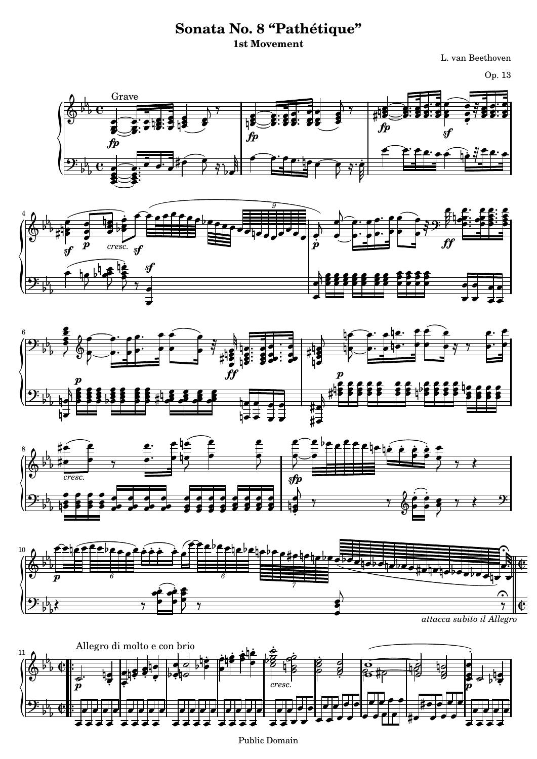# Sonata No. 8 "Pathétique"

## 1st Movement

L. van Beethoven

Op. 13

Public Domain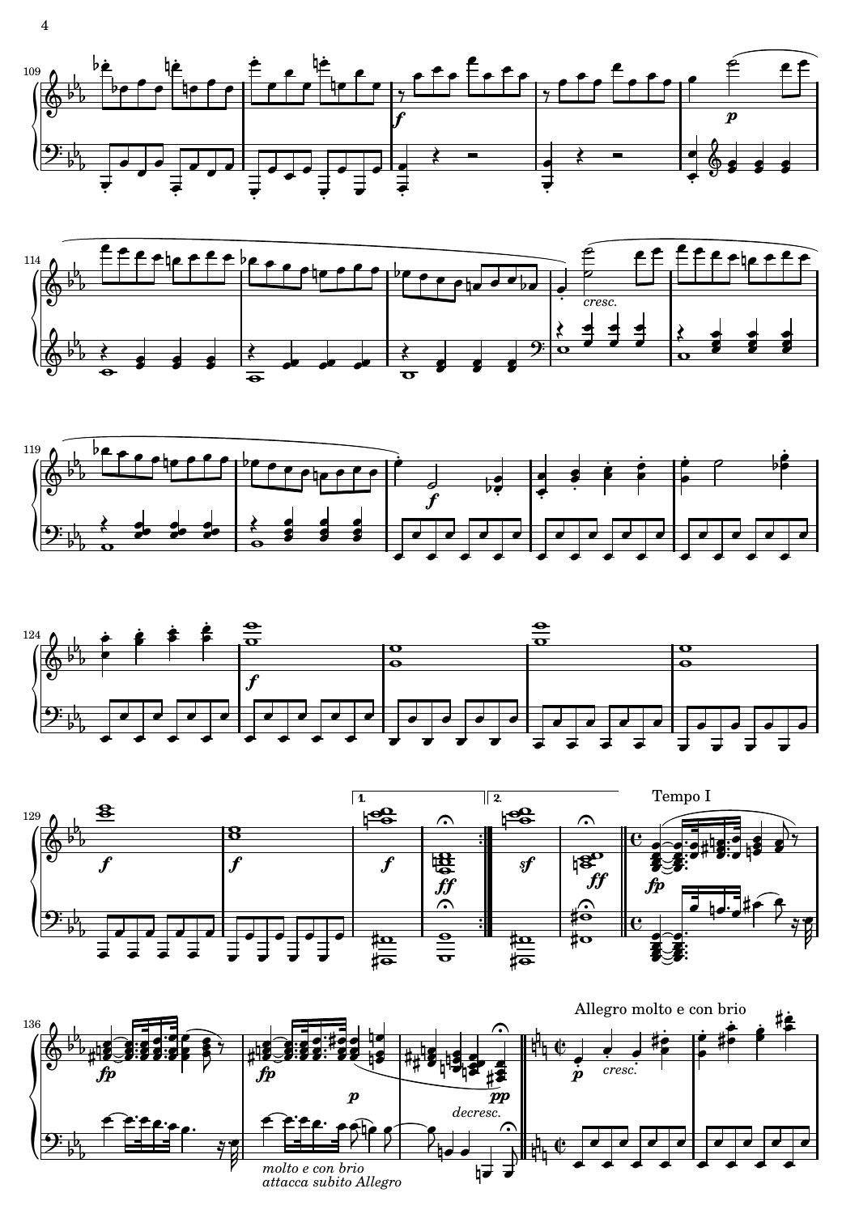Tempo I

Allegro molto e con brio

*molto e con brio*
*attacca subito Allegro*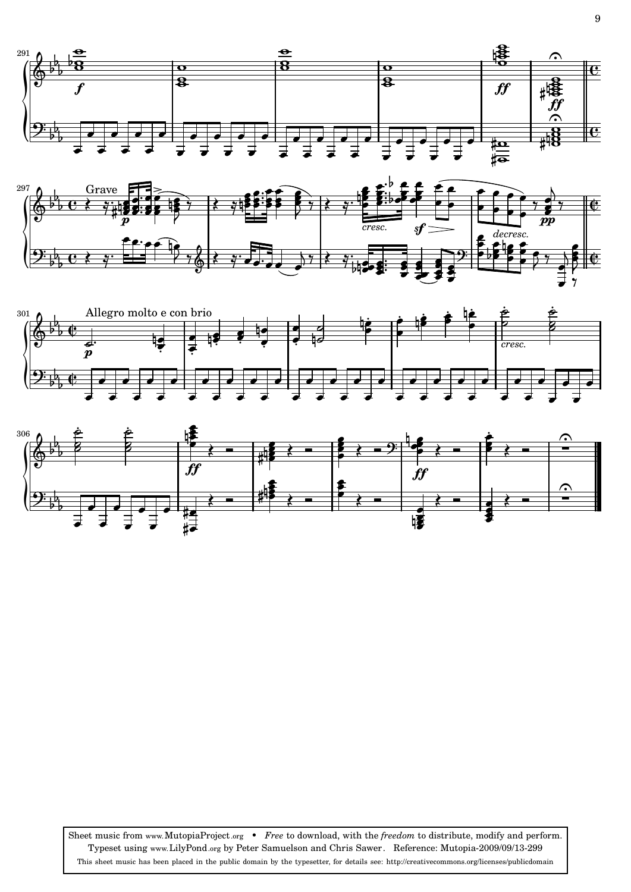Grave

Allegro molto e con brio

Sheet music from www.MutopiaProject.org • *Free* to download, with the *freedom* to distribute, modify and perform. Typeset using www.LilyPond.org by Peter Samuelson and Chris Sawer. Reference: Mutopia-2009/09/13-299 This sheet music has been placed in the public domain by the typesetter, for details see: http://creativecommons.org/licenses/publicdomain